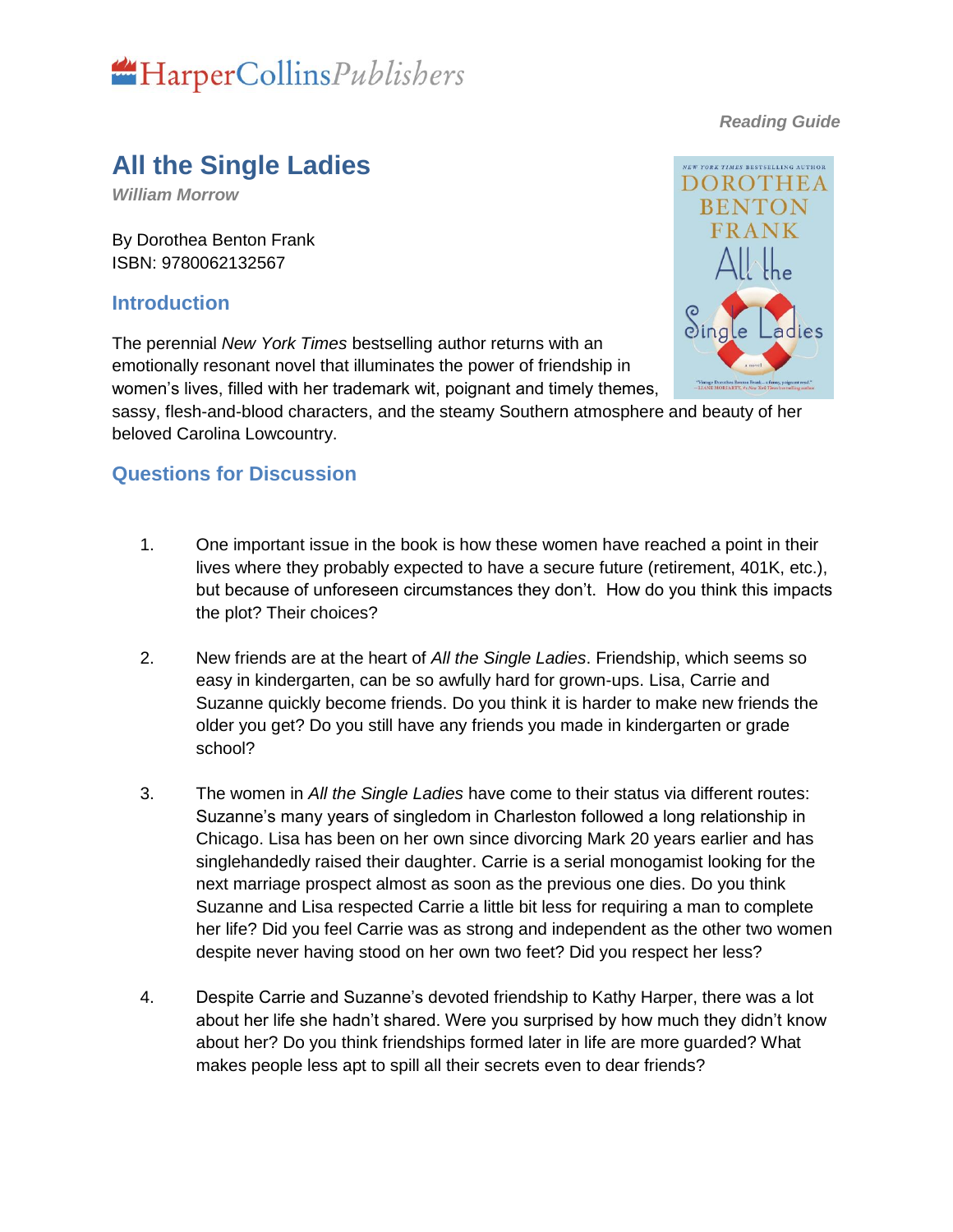HarperCollinsPublishers

*Reading Guide*

# All the Single Ladies

***William Morrow***

By Dorothea Benton Frank
ISBN: 9780062132567

## Introduction

The perennial *New York Times* bestselling author returns with an emotionally resonant novel that illuminates the power of friendship in women's lives, filled with her trademark wit, poignant and timely themes, sassy, flesh-and-blood characters, and the steamy Southern atmosphere and beauty of her beloved Carolina Lowcountry.

## Questions for Discussion

1. One important issue in the book is how these women have reached a point in their lives where they probably expected to have a secure future (retirement, 401K, etc.), but because of unforeseen circumstances they don't. How do you think this impacts the plot? Their choices?

2. New friends are at the heart of *All the Single Ladies*. Friendship, which seems so easy in kindergarten, can be so awfully hard for grown-ups. Lisa, Carrie and Suzanne quickly become friends. Do you think it is harder to make new friends the older you get? Do you still have any friends you made in kindergarten or grade school?

3. The women in *All the Single Ladies* have come to their status via different routes: Suzanne's many years of singledom in Charleston followed a long relationship in Chicago. Lisa has been on her own since divorcing Mark 20 years earlier and has singlehandedly raised their daughter. Carrie is a serial monogamist looking for the next marriage prospect almost as soon as the previous one dies. Do you think Suzanne and Lisa respected Carrie a little bit less for requiring a man to complete her life? Did you feel Carrie was as strong and independent as the other two women despite never having stood on her own two feet? Did you respect her less?

4. Despite Carrie and Suzanne's devoted friendship to Kathy Harper, there was a lot about her life she hadn't shared. Were you surprised by how much they didn't know about her? Do you think friendships formed later in life are more guarded? What makes people less apt to spill all their secrets even to dear friends?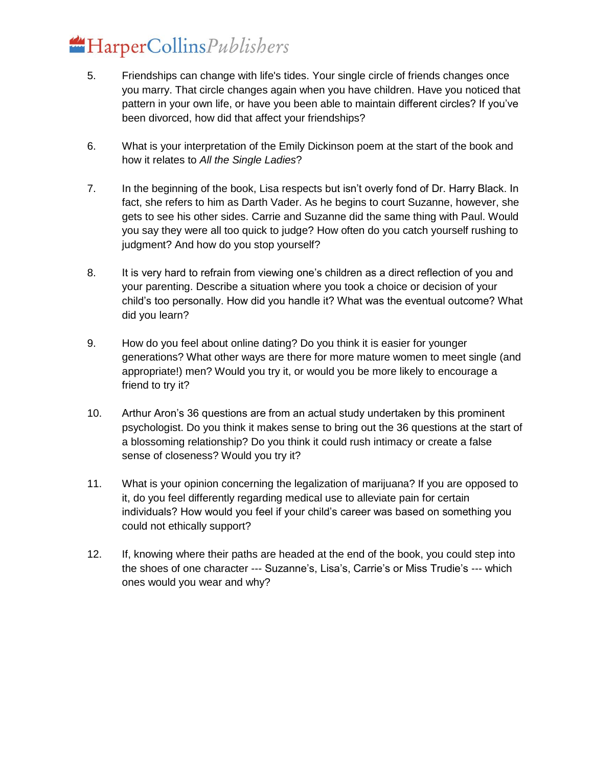5. Friendships can change with life's tides. Your single circle of friends changes once you marry. That circle changes again when you have children. Have you noticed that pattern in your own life, or have you been able to maintain different circles? If you've been divorced, how did that affect your friendships?

6. What is your interpretation of the Emily Dickinson poem at the start of the book and how it relates to *All the Single Ladies*?

7. In the beginning of the book, Lisa respects but isn't overly fond of Dr. Harry Black. In fact, she refers to him as Darth Vader. As he begins to court Suzanne, however, she gets to see his other sides. Carrie and Suzanne did the same thing with Paul. Would you say they were all too quick to judge? How often do you catch yourself rushing to judgment? And how do you stop yourself?

8. It is very hard to refrain from viewing one's children as a direct reflection of you and your parenting. Describe a situation where you took a choice or decision of your child's too personally. How did you handle it? What was the eventual outcome? What did you learn?

9. How do you feel about online dating? Do you think it is easier for younger generations? What other ways are there for more mature women to meet single (and appropriate!) men? Would you try it, or would you be more likely to encourage a friend to try it?

10. Arthur Aron's 36 questions are from an actual study undertaken by this prominent psychologist. Do you think it makes sense to bring out the 36 questions at the start of a blossoming relationship? Do you think it could rush intimacy or create a false sense of closeness? Would you try it?

11. What is your opinion concerning the legalization of marijuana? If you are opposed to it, do you feel differently regarding medical use to alleviate pain for certain individuals? How would you feel if your child's career was based on something you could not ethically support?

12. If, knowing where their paths are headed at the end of the book, you could step into the shoes of one character --- Suzanne's, Lisa's, Carrie's or Miss Trudie's --- which ones would you wear and why?